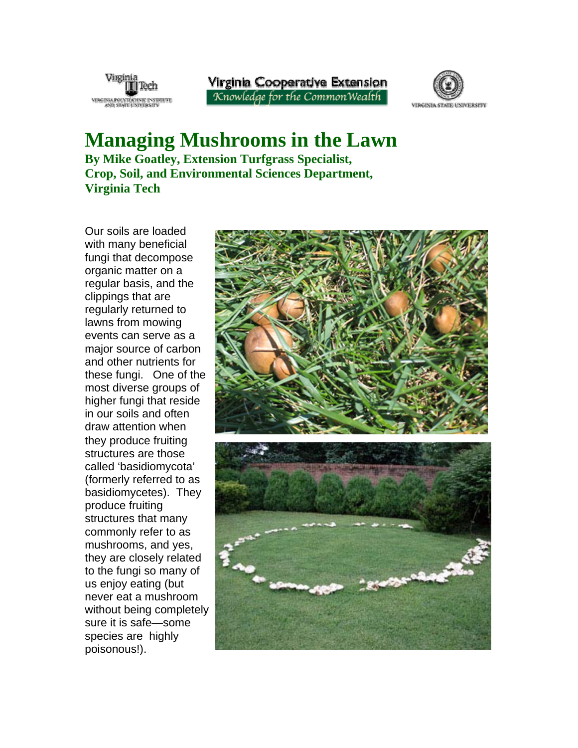Virginia Cooperative Extension
Knowledge for the CommonWealth

# Managing Mushrooms in the Lawn

**By Mike Goatley, Extension Turfgrass Specialist, Crop, Soil, and Environmental Sciences Department, Virginia Tech**

Our soils are loaded with many beneficial fungi that decompose organic matter on a regular basis, and the clippings that are regularly returned to lawns from mowing events can serve as a major source of carbon and other nutrients for these fungi. One of the most diverse groups of higher fungi that reside in our soils and often draw attention when they produce fruiting structures are those called 'basidiomycota' (formerly referred to as basidiomycetes). They produce fruiting structures that many commonly refer to as mushrooms, and yes, they are closely related to the fungi so many of us enjoy eating (but never eat a mushroom without being completely sure it is safe—some species are highly poisonous!).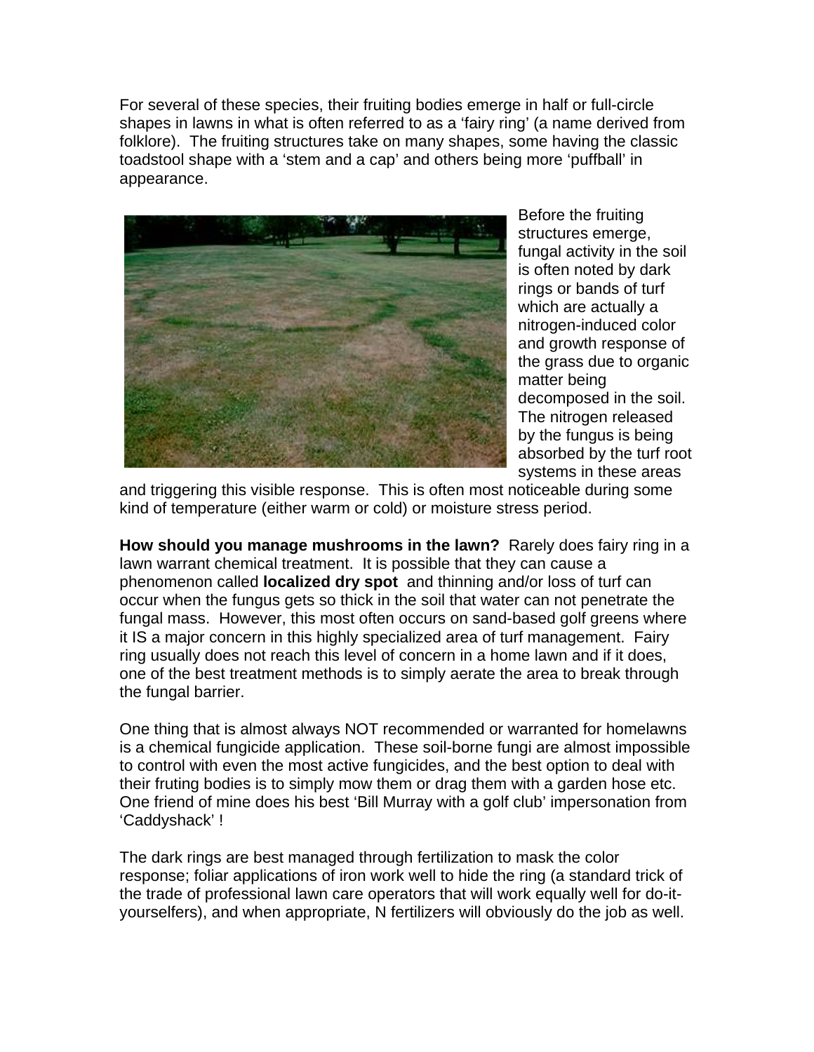For several of these species, their fruiting bodies emerge in half or full-circle shapes in lawns in what is often referred to as a 'fairy ring' (a name derived from folklore). The fruiting structures take on many shapes, some having the classic toadstool shape with a 'stem and a cap' and others being more 'puffball' in appearance.

Before the fruiting structures emerge, fungal activity in the soil is often noted by dark rings or bands of turf which are actually a nitrogen-induced color and growth response of the grass due to organic matter being decomposed in the soil. The nitrogen released by the fungus is being absorbed by the turf root systems in these areas and triggering this visible response. This is often most noticeable during some kind of temperature (either warm or cold) or moisture stress period.

**How should you manage mushrooms in the lawn?** Rarely does fairy ring in a lawn warrant chemical treatment. It is possible that they can cause a phenomenon called **localized dry spot** and thinning and/or loss of turf can occur when the fungus gets so thick in the soil that water can not penetrate the fungal mass. However, this most often occurs on sand-based golf greens where it IS a major concern in this highly specialized area of turf management. Fairy ring usually does not reach this level of concern in a home lawn and if it does, one of the best treatment methods is to simply aerate the area to break through the fungal barrier.

One thing that is almost always NOT recommended or warranted for homelawns is a chemical fungicide application. These soil-borne fungi are almost impossible to control with even the most active fungicides, and the best option to deal with their fruting bodies is to simply mow them or drag them with a garden hose etc. One friend of mine does his best 'Bill Murray with a golf club' impersonation from 'Caddyshack' !

The dark rings are best managed through fertilization to mask the color response; foliar applications of iron work well to hide the ring (a standard trick of the trade of professional lawn care operators that will work equally well for do-it-yourselfers), and when appropriate, N fertilizers will obviously do the job as well.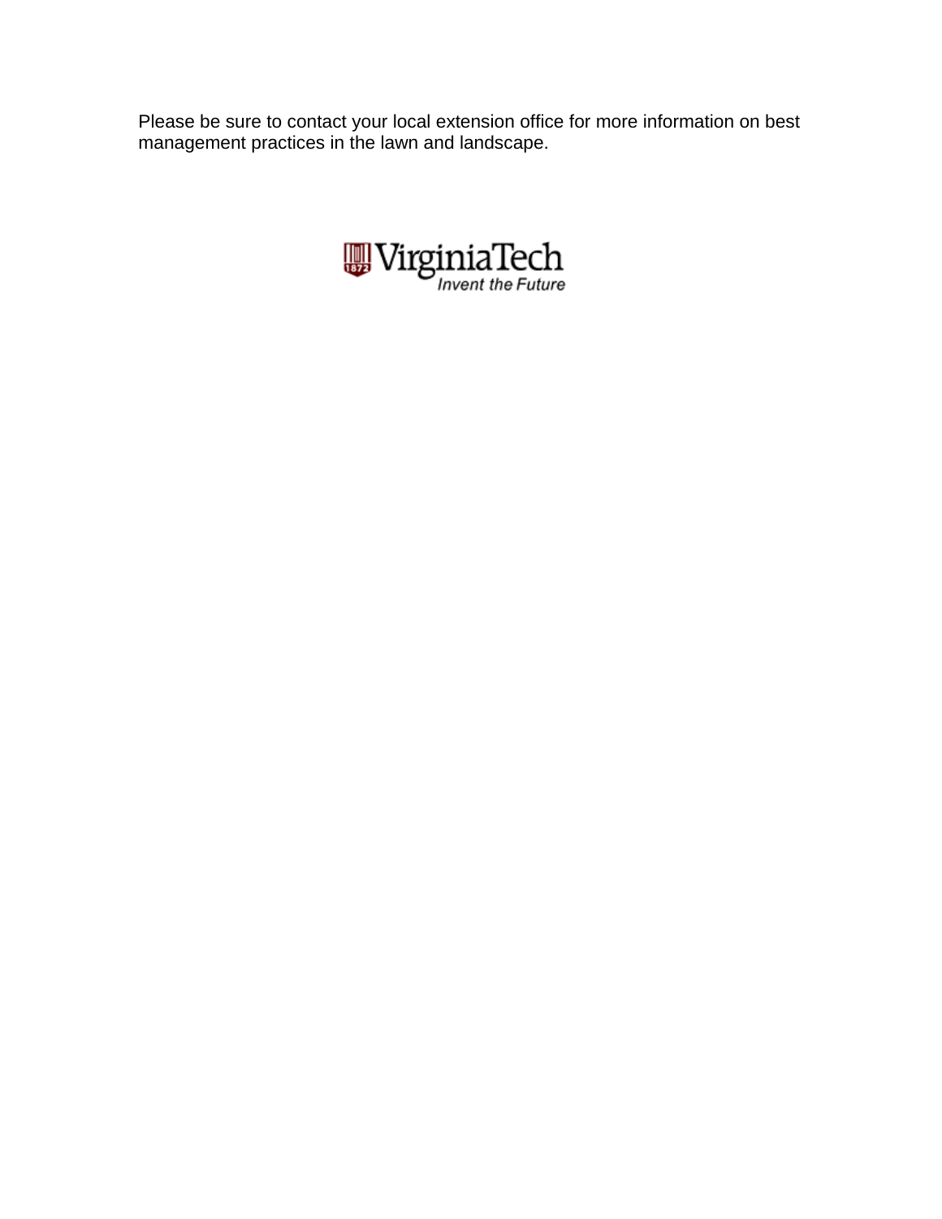Please be sure to contact your local extension office for more information on best management practices in the lawn and landscape.